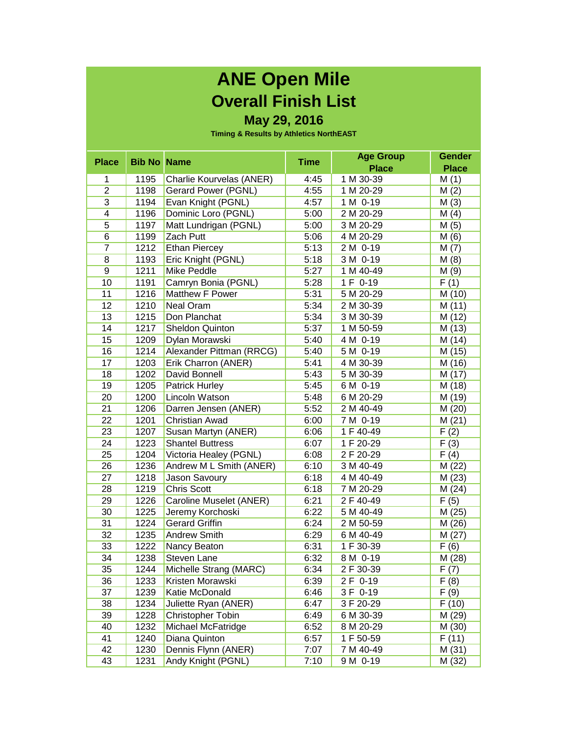# ANE Open Mile

# Overall Finish List

### May 29, 2016

**Timing & Results by Athletics NorthEAST**

| Place | Bib No | Name | Time | Age Group Place | Gender Place |
|---|---|---|---|---|---|
| 1 | 1195 | Charlie Kourvelas (ANER) | 4:45 | 1 M 30-39 | M (1) |
| 2 | 1198 | Gerard Power (PGNL) | 4:55 | 1 M 20-29 | M (2) |
| 3 | 1194 | Evan Knight (PGNL) | 4:57 | 1 M 0-19 | M (3) |
| 4 | 1196 | Dominic Loro (PGNL) | 5:00 | 2 M 20-29 | M (4) |
| 5 | 1197 | Matt Lundrigan (PGNL) | 5:00 | 3 M 20-29 | M (5) |
| 6 | 1199 | Zach Putt | 5:06 | 4 M 20-29 | M (6) |
| 7 | 1212 | Ethan Piercey | 5:13 | 2 M 0-19 | M (7) |
| 8 | 1193 | Eric Knight (PGNL) | 5:18 | 3 M 0-19 | M (8) |
| 9 | 1211 | Mike Peddle | 5:27 | 1 M 40-49 | M (9) |
| 10 | 1191 | Camryn Bonia (PGNL) | 5:28 | 1 F 0-19 | F (1) |
| 11 | 1216 | Matthew F Power | 5:31 | 5 M 20-29 | M (10) |
| 12 | 1210 | Neal Oram | 5:34 | 2 M 30-39 | M (11) |
| 13 | 1215 | Don Planchat | 5:34 | 3 M 30-39 | M (12) |
| 14 | 1217 | Sheldon Quinton | 5:37 | 1 M 50-59 | M (13) |
| 15 | 1209 | Dylan Morawski | 5:40 | 4 M 0-19 | M (14) |
| 16 | 1214 | Alexander Pittman (RRCG) | 5:40 | 5 M 0-19 | M (15) |
| 17 | 1203 | Erik Charron (ANER) | 5:41 | 4 M 30-39 | M (16) |
| 18 | 1202 | David Bonnell | 5:43 | 5 M 30-39 | M (17) |
| 19 | 1205 | Patrick Hurley | 5:45 | 6 M 0-19 | M (18) |
| 20 | 1200 | Lincoln Watson | 5:48 | 6 M 20-29 | M (19) |
| 21 | 1206 | Darren Jensen (ANER) | 5:52 | 2 M 40-49 | M (20) |
| 22 | 1201 | Christian Awad | 6:00 | 7 M 0-19 | M (21) |
| 23 | 1207 | Susan Martyn (ANER) | 6:06 | 1 F 40-49 | F (2) |
| 24 | 1223 | Shantel Buttress | 6:07 | 1 F 20-29 | F (3) |
| 25 | 1204 | Victoria Healey (PGNL) | 6:08 | 2 F 20-29 | F (4) |
| 26 | 1236 | Andrew M L Smith (ANER) | 6:10 | 3 M 40-49 | M (22) |
| 27 | 1218 | Jason Savoury | 6:18 | 4 M 40-49 | M (23) |
| 28 | 1219 | Chris Scott | 6:18 | 7 M 20-29 | M (24) |
| 29 | 1226 | Caroline Muselet (ANER) | 6:21 | 2 F 40-49 | F (5) |
| 30 | 1225 | Jeremy Korchoski | 6:22 | 5 M 40-49 | M (25) |
| 31 | 1224 | Gerard Griffin | 6:24 | 2 M 50-59 | M (26) |
| 32 | 1235 | Andrew Smith | 6:29 | 6 M 40-49 | M (27) |
| 33 | 1222 | Nancy Beaton | 6:31 | 1 F 30-39 | F (6) |
| 34 | 1238 | Steven Lane | 6:32 | 8 M 0-19 | M (28) |
| 35 | 1244 | Michelle Strang (MARC) | 6:34 | 2 F 30-39 | F (7) |
| 36 | 1233 | Kristen Morawski | 6:39 | 2 F 0-19 | F (8) |
| 37 | 1239 | Katie McDonald | 6:46 | 3 F 0-19 | F (9) |
| 38 | 1234 | Juliette Ryan (ANER) | 6:47 | 3 F 20-29 | F (10) |
| 39 | 1228 | Christopher Tobin | 6:49 | 6 M 30-39 | M (29) |
| 40 | 1232 | Michael McFatridge | 6:52 | 8 M 20-29 | M (30) |
| 41 | 1240 | Diana Quinton | 6:57 | 1 F 50-59 | F (11) |
| 42 | 1230 | Dennis Flynn (ANER) | 7:07 | 7 M 40-49 | M (31) |
| 43 | 1231 | Andy Knight (PGNL) | 7:10 | 9 M 0-19 | M (32) |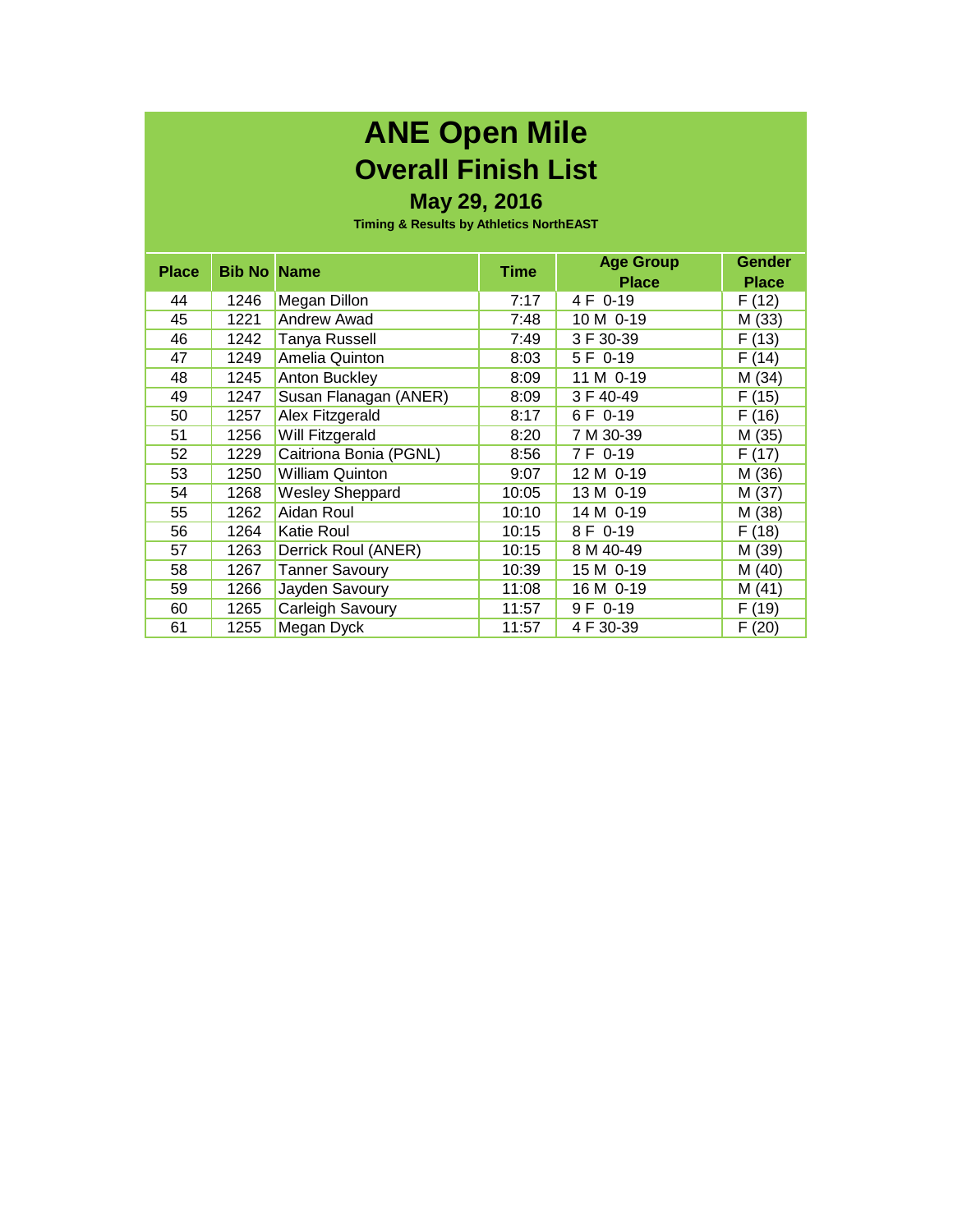# ANE Open Mile

## Overall Finish List

### May 29, 2016

**Timing & Results by Athletics NorthEAST**

| Place | Bib No | Name | Time | Age Group Place | Gender Place |
|---|---|---|---|---|---|
| 44 | 1246 | Megan Dillon | 7:17 | 4 F 0-19 | F (12) |
| 45 | 1221 | Andrew Awad | 7:48 | 10 M 0-19 | M (33) |
| 46 | 1242 | Tanya Russell | 7:49 | 3 F 30-39 | F (13) |
| 47 | 1249 | Amelia Quinton | 8:03 | 5 F 0-19 | F (14) |
| 48 | 1245 | Anton Buckley | 8:09 | 11 M 0-19 | M (34) |
| 49 | 1247 | Susan Flanagan (ANER) | 8:09 | 3 F 40-49 | F (15) |
| 50 | 1257 | Alex Fitzgerald | 8:17 | 6 F 0-19 | F (16) |
| 51 | 1256 | Will Fitzgerald | 8:20 | 7 M 30-39 | M (35) |
| 52 | 1229 | Caitriona Bonia (PGNL) | 8:56 | 7 F 0-19 | F (17) |
| 53 | 1250 | William Quinton | 9:07 | 12 M 0-19 | M (36) |
| 54 | 1268 | Wesley Sheppard | 10:05 | 13 M 0-19 | M (37) |
| 55 | 1262 | Aidan Roul | 10:10 | 14 M 0-19 | M (38) |
| 56 | 1264 | Katie Roul | 10:15 | 8 F 0-19 | F (18) |
| 57 | 1263 | Derrick Roul (ANER) | 10:15 | 8 M 40-49 | M (39) |
| 58 | 1267 | Tanner Savoury | 10:39 | 15 M 0-19 | M (40) |
| 59 | 1266 | Jayden Savoury | 11:08 | 16 M 0-19 | M (41) |
| 60 | 1265 | Carleigh Savoury | 11:57 | 9 F 0-19 | F (19) |
| 61 | 1255 | Megan Dyck | 11:57 | 4 F 30-39 | F (20) |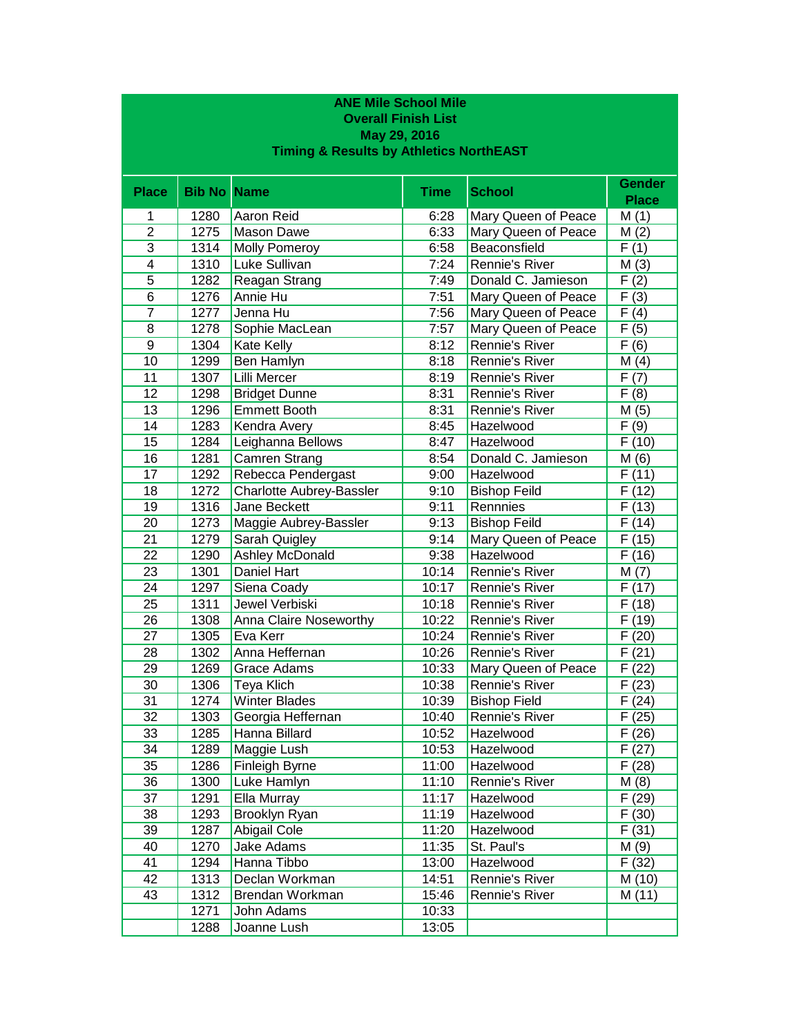**ANE Mile School Mile**
**Overall Finish List**
**May 29, 2016**
**Timing & Results by Athletics NorthEAST**

| Place | Bib No | Name | Time | School | Gender Place |
|---|---|---|---|---|---|
| 1 | 1280 | Aaron Reid | 6:28 | Mary Queen of Peace | M (1) |
| 2 | 1275 | Mason Dawe | 6:33 | Mary Queen of Peace | M (2) |
| 3 | 1314 | Molly Pomeroy | 6:58 | Beaconsfield | F (1) |
| 4 | 1310 | Luke Sullivan | 7:24 | Rennie's River | M (3) |
| 5 | 1282 | Reagan Strang | 7:49 | Donald C. Jamieson | F (2) |
| 6 | 1276 | Annie Hu | 7:51 | Mary Queen of Peace | F (3) |
| 7 | 1277 | Jenna Hu | 7:56 | Mary Queen of Peace | F (4) |
| 8 | 1278 | Sophie MacLean | 7:57 | Mary Queen of Peace | F (5) |
| 9 | 1304 | Kate Kelly | 8:12 | Rennie's River | F (6) |
| 10 | 1299 | Ben Hamlyn | 8:18 | Rennie's River | M (4) |
| 11 | 1307 | Lilli Mercer | 8:19 | Rennie's River | F (7) |
| 12 | 1298 | Bridget Dunne | 8:31 | Rennie's River | F (8) |
| 13 | 1296 | Emmett Booth | 8:31 | Rennie's River | M (5) |
| 14 | 1283 | Kendra Avery | 8:45 | Hazelwood | F (9) |
| 15 | 1284 | Leighanna Bellows | 8:47 | Hazelwood | F (10) |
| 16 | 1281 | Camren Strang | 8:54 | Donald C. Jamieson | M (6) |
| 17 | 1292 | Rebecca Pendergast | 9:00 | Hazelwood | F (11) |
| 18 | 1272 | Charlotte Aubrey-Bassler | 9:10 | Bishop Feild | F (12) |
| 19 | 1316 | Jane Beckett | 9:11 | Rennnies | F (13) |
| 20 | 1273 | Maggie Aubrey-Bassler | 9:13 | Bishop Feild | F (14) |
| 21 | 1279 | Sarah Quigley | 9:14 | Mary Queen of Peace | F (15) |
| 22 | 1290 | Ashley McDonald | 9:38 | Hazelwood | F (16) |
| 23 | 1301 | Daniel Hart | 10:14 | Rennie's River | M (7) |
| 24 | 1297 | Siena Coady | 10:17 | Rennie's River | F (17) |
| 25 | 1311 | Jewel Verbiski | 10:18 | Rennie's River | F (18) |
| 26 | 1308 | Anna Claire Noseworthy | 10:22 | Rennie's River | F (19) |
| 27 | 1305 | Eva Kerr | 10:24 | Rennie's River | F (20) |
| 28 | 1302 | Anna Heffernan | 10:26 | Rennie's River | F (21) |
| 29 | 1269 | Grace Adams | 10:33 | Mary Queen of Peace | F (22) |
| 30 | 1306 | Teya Klich | 10:38 | Rennie's River | F (23) |
| 31 | 1274 | Winter Blades | 10:39 | Bishop Field | F (24) |
| 32 | 1303 | Georgia Heffernan | 10:40 | Rennie's River | F (25) |
| 33 | 1285 | Hanna Billard | 10:52 | Hazelwood | F (26) |
| 34 | 1289 | Maggie Lush | 10:53 | Hazelwood | F (27) |
| 35 | 1286 | Finleigh Byrne | 11:00 | Hazelwood | F (28) |
| 36 | 1300 | Luke Hamlyn | 11:10 | Rennie's River | M (8) |
| 37 | 1291 | Ella Murray | 11:17 | Hazelwood | F (29) |
| 38 | 1293 | Brooklyn Ryan | 11:19 | Hazelwood | F (30) |
| 39 | 1287 | Abigail Cole | 11:20 | Hazelwood | F (31) |
| 40 | 1270 | Jake Adams | 11:35 | St. Paul's | M (9) |
| 41 | 1294 | Hanna Tibbo | 13:00 | Hazelwood | F (32) |
| 42 | 1313 | Declan Workman | 14:51 | Rennie's River | M (10) |
| 43 | 1312 | Brendan Workman | 15:46 | Rennie's River | M (11) |
| | 1271 | John Adams | 10:33 | | |
| | 1288 | Joanne Lush | 13:05 | | |